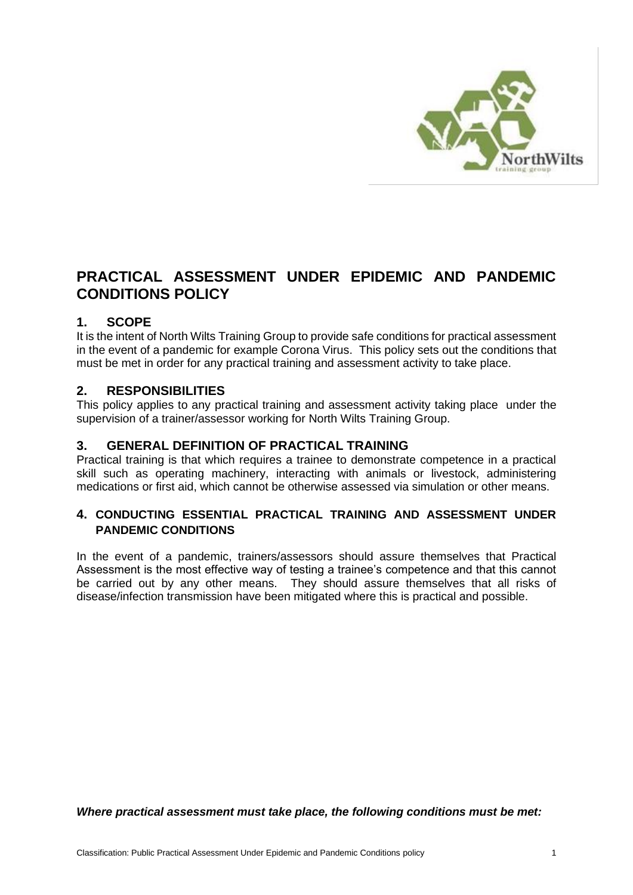# PRACTICAL ASSESSMENT UNDER EPIDEMIC AND PANDEMIC CONDITIONS POLICY

## 1. SCOPE

It is the intent of North Wilts Training Group to provide safe conditions for practical assessment in the event of a pandemic for example Corona Virus. This policy sets out the conditions that must be met in order for any practical training and assessment activity to take place.

## 2. RESPONSIBILITIES

This policy applies to any practical training and assessment activity taking place under the supervision of a trainer/assessor working for North Wilts Training Group.

## 3. GENERAL DEFINITION OF PRACTICAL TRAINING

Practical training is that which requires a trainee to demonstrate competence in a practical skill such as operating machinery, interacting with animals or livestock, administering medications or first aid, which cannot be otherwise assessed via simulation or other means.

## 4. CONDUCTING ESSENTIAL PRACTICAL TRAINING AND ASSESSMENT UNDER PANDEMIC CONDITIONS

In the event of a pandemic, trainers/assessors should assure themselves that Practical Assessment is the most effective way of testing a trainee's competence and that this cannot be carried out by any other means. They should assure themselves that all risks of disease/infection transmission have been mitigated where this is practical and possible.

***Where practical assessment must take place, the following conditions must be met:***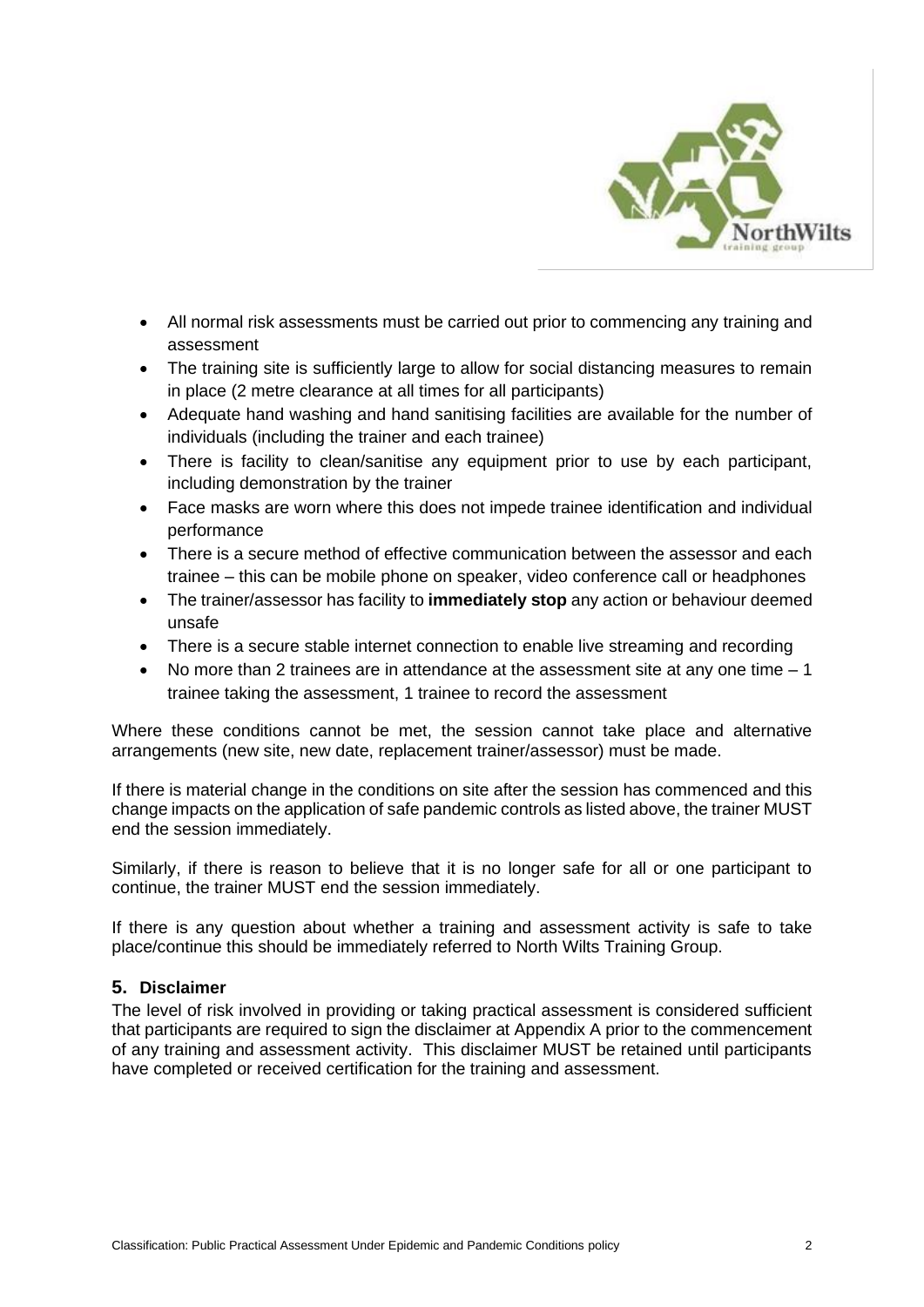- All normal risk assessments must be carried out prior to commencing any training and assessment
- The training site is sufficiently large to allow for social distancing measures to remain in place (2 metre clearance at all times for all participants)
- Adequate hand washing and hand sanitising facilities are available for the number of individuals (including the trainer and each trainee)
- There is facility to clean/sanitise any equipment prior to use by each participant, including demonstration by the trainer
- Face masks are worn where this does not impede trainee identification and individual performance
- There is a secure method of effective communication between the assessor and each trainee – this can be mobile phone on speaker, video conference call or headphones
- The trainer/assessor has facility to **immediately stop** any action or behaviour deemed unsafe
- There is a secure stable internet connection to enable live streaming and recording
- No more than 2 trainees are in attendance at the assessment site at any one time – 1 trainee taking the assessment, 1 trainee to record the assessment

Where these conditions cannot be met, the session cannot take place and alternative arrangements (new site, new date, replacement trainer/assessor) must be made.

If there is material change in the conditions on site after the session has commenced and this change impacts on the application of safe pandemic controls as listed above, the trainer MUST end the session immediately.

Similarly, if there is reason to believe that it is no longer safe for all or one participant to continue, the trainer MUST end the session immediately.

If there is any question about whether a training and assessment activity is safe to take place/continue this should be immediately referred to North Wilts Training Group.

## 5. Disclaimer

The level of risk involved in providing or taking practical assessment is considered sufficient that participants are required to sign the disclaimer at Appendix A prior to the commencement of any training and assessment activity. This disclaimer MUST be retained until participants have completed or received certification for the training and assessment.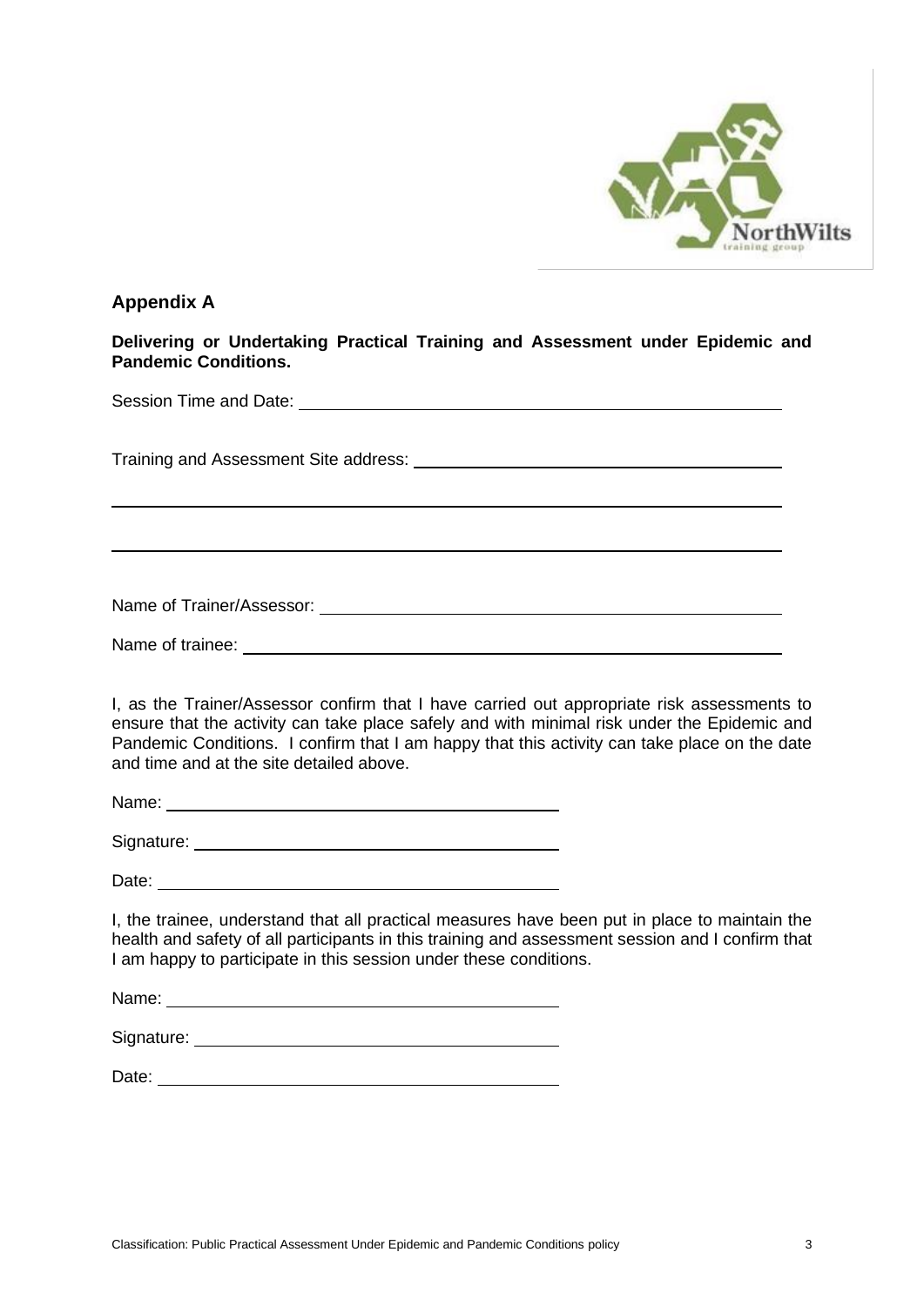## Appendix A

**Delivering or Undertaking Practical Training and Assessment under Epidemic and Pandemic Conditions.**

Session Time and Date: ______________________________________________

Training and Assessment Site address: ___________________________________

______________________________________________________________________

______________________________________________________________________

Name of Trainer/Assessor: ____________________________________________

Name of trainee: ____________________________________________________

I, as the Trainer/Assessor confirm that I have carried out appropriate risk assessments to ensure that the activity can take place safely and with minimal risk under the Epidemic and Pandemic Conditions. I confirm that I am happy that this activity can take place on the date and time and at the site detailed above.

Name: ___________________________________

Signature: ________________________________

Date: ____________________________________

I, the trainee, understand that all practical measures have been put in place to maintain the health and safety of all participants in this training and assessment session and I confirm that I am happy to participate in this session under these conditions.

Name: ___________________________________

Signature: ________________________________

Date: ____________________________________